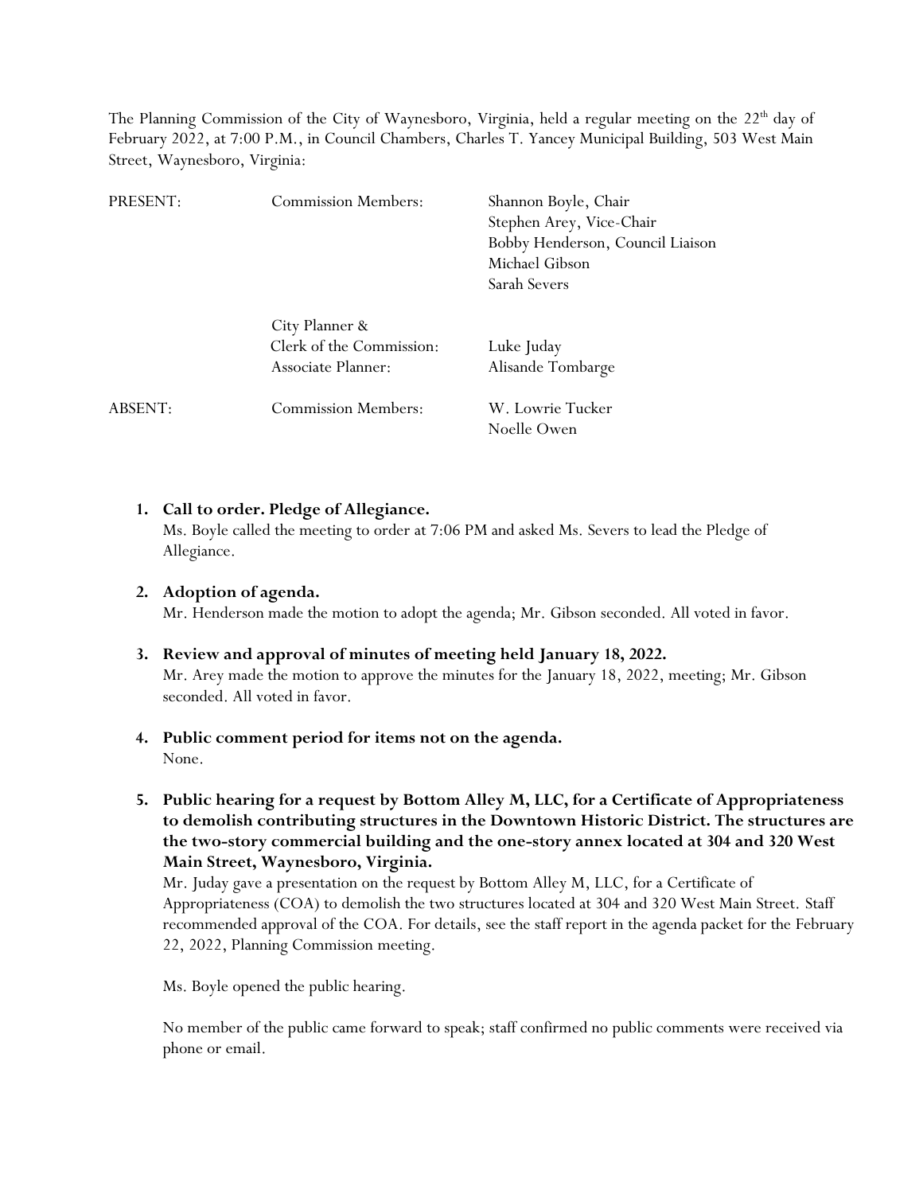The Planning Commission of the City of Waynesboro, Virginia, held a regular meeting on the 22nd day of February 2022, at 7:00 P.M., in Council Chambers, Charles T. Yancey Municipal Building, 503 West Main Street, Waynesboro, Virginia:

| | | |
|---|---|---|
| PRESENT: | Commission Members: | Shannon Boyle, Chair<br>Stephen Arey, Vice-Chair<br>Bobby Henderson, Council Liaison<br>Michael Gibson<br>Sarah Severs |
| | City Planner &<br>Clerk of the Commission: | Luke Juday |
| | Associate Planner: | Alisande Tombarge |
| ABSENT: | Commission Members: | W. Lowrie Tucker<br>Noelle Owen |

1. **Call to order. Pledge of Allegiance.**
   Ms. Boyle called the meeting to order at 7:06 PM and asked Ms. Severs to lead the Pledge of Allegiance.

2. **Adoption of agenda.**
   Mr. Henderson made the motion to adopt the agenda; Mr. Gibson seconded. All voted in favor.

3. **Review and approval of minutes of meeting held January 18, 2022.**
   Mr. Arey made the motion to approve the minutes for the January 18, 2022, meeting; Mr. Gibson seconded. All voted in favor.

4. **Public comment period for items not on the agenda.**
   None.

5. **Public hearing for a request by Bottom Alley M, LLC, for a Certificate of Appropriateness to demolish contributing structures in the Downtown Historic District. The structures are the two-story commercial building and the one-story annex located at 304 and 320 West Main Street, Waynesboro, Virginia.**
   Mr. Juday gave a presentation on the request by Bottom Alley M, LLC, for a Certificate of Appropriateness (COA) to demolish the two structures located at 304 and 320 West Main Street. Staff recommended approval of the COA. For details, see the staff report in the agenda packet for the February 22, 2022, Planning Commission meeting.

   Ms. Boyle opened the public hearing.

   No member of the public came forward to speak; staff confirmed no public comments were received via phone or email.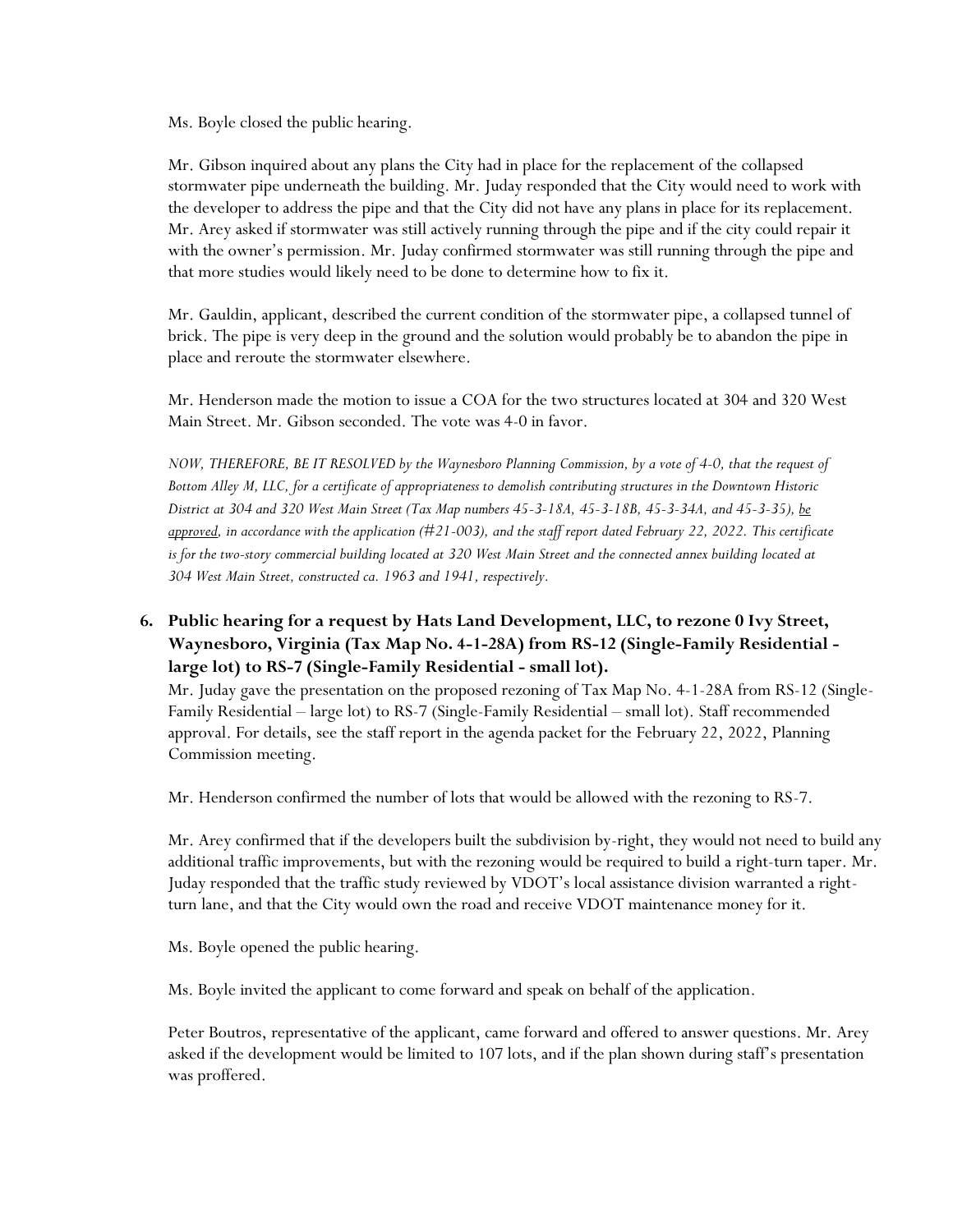Ms. Boyle closed the public hearing.

Mr. Gibson inquired about any plans the City had in place for the replacement of the collapsed stormwater pipe underneath the building. Mr. Juday responded that the City would need to work with the developer to address the pipe and that the City did not have any plans in place for its replacement. Mr. Arey asked if stormwater was still actively running through the pipe and if the city could repair it with the owner's permission. Mr. Juday confirmed stormwater was still running through the pipe and that more studies would likely need to be done to determine how to fix it.

Mr. Gauldin, applicant, described the current condition of the stormwater pipe, a collapsed tunnel of brick. The pipe is very deep in the ground and the solution would probably be to abandon the pipe in place and reroute the stormwater elsewhere.

Mr. Henderson made the motion to issue a COA for the two structures located at 304 and 320 West Main Street. Mr. Gibson seconded. The vote was 4-0 in favor.

*NOW, THEREFORE, BE IT RESOLVED by the Waynesboro Planning Commission, by a vote of 4-0, that the request of Bottom Alley M, LLC, for a certificate of appropriateness to demolish contributing structures in the Downtown Historic District at 304 and 320 West Main Street (Tax Map numbers 45-3-18A, 45-3-18B, 45-3-34A, and 45-3-35), <u>be approved</u>, in accordance with the application (#21-003), and the staff report dated February 22, 2022. This certificate is for the two-story commercial building located at 320 West Main Street and the connected annex building located at 304 West Main Street, constructed ca. 1963 and 1941, respectively.*

**6. Public hearing for a request by Hats Land Development, LLC, to rezone 0 Ivy Street, Waynesboro, Virginia (Tax Map No. 4-1-28A) from RS-12 (Single-Family Residential - large lot) to RS-7 (Single-Family Residential - small lot).**

Mr. Juday gave the presentation on the proposed rezoning of Tax Map No. 4-1-28A from RS-12 (Single-Family Residential – large lot) to RS-7 (Single-Family Residential – small lot). Staff recommended approval. For details, see the staff report in the agenda packet for the February 22, 2022, Planning Commission meeting.

Mr. Henderson confirmed the number of lots that would be allowed with the rezoning to RS-7.

Mr. Arey confirmed that if the developers built the subdivision by-right, they would not need to build any additional traffic improvements, but with the rezoning would be required to build a right-turn taper. Mr. Juday responded that the traffic study reviewed by VDOT's local assistance division warranted a right-turn lane, and that the City would own the road and receive VDOT maintenance money for it.

Ms. Boyle opened the public hearing.

Ms. Boyle invited the applicant to come forward and speak on behalf of the application.

Peter Boutros, representative of the applicant, came forward and offered to answer questions. Mr. Arey asked if the development would be limited to 107 lots, and if the plan shown during staff's presentation was proffered.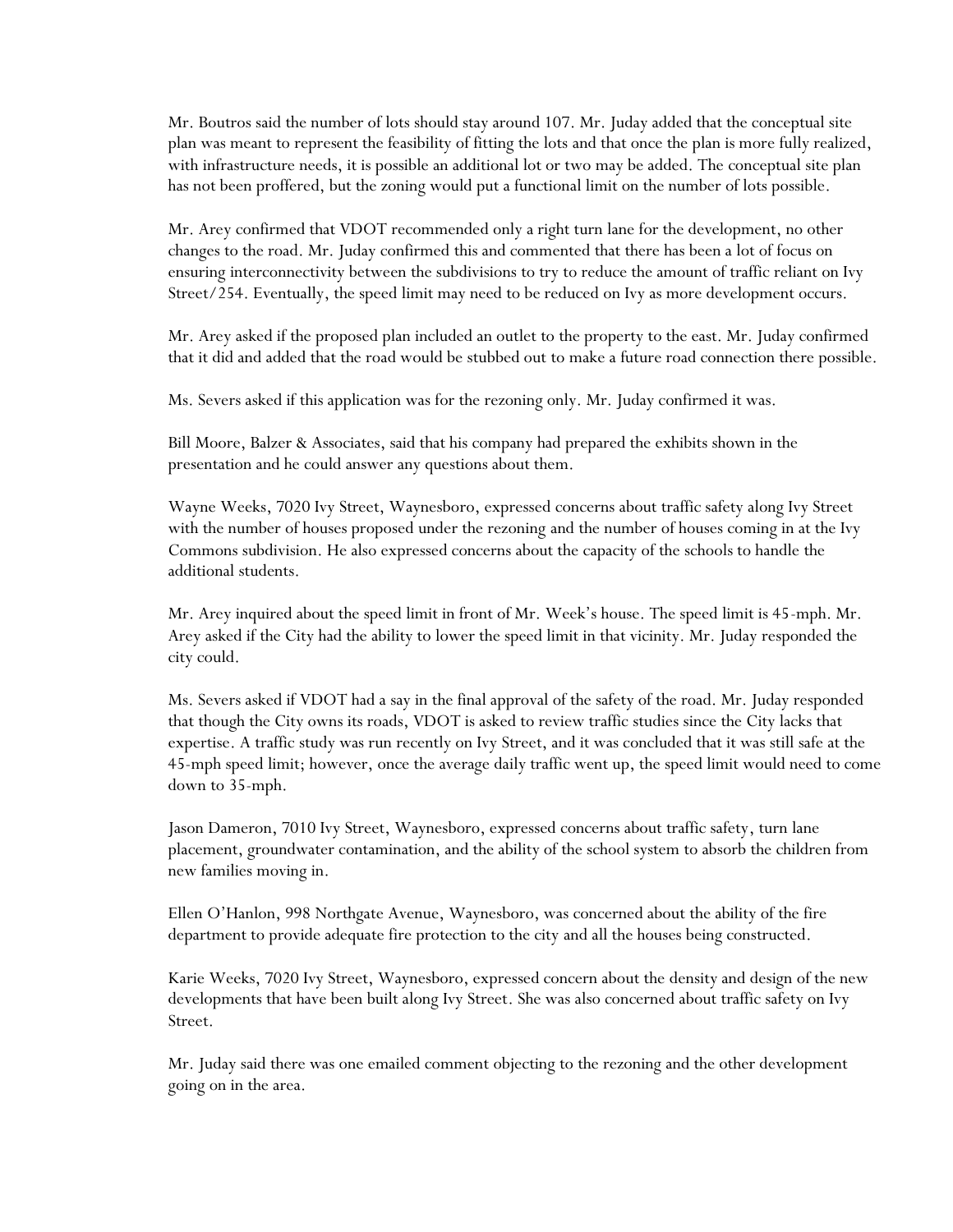Mr. Boutros said the number of lots should stay around 107. Mr. Juday added that the conceptual site plan was meant to represent the feasibility of fitting the lots and that once the plan is more fully realized, with infrastructure needs, it is possible an additional lot or two may be added. The conceptual site plan has not been proffered, but the zoning would put a functional limit on the number of lots possible.

Mr. Arey confirmed that VDOT recommended only a right turn lane for the development, no other changes to the road. Mr. Juday confirmed this and commented that there has been a lot of focus on ensuring interconnectivity between the subdivisions to try to reduce the amount of traffic reliant on Ivy Street/254. Eventually, the speed limit may need to be reduced on Ivy as more development occurs.

Mr. Arey asked if the proposed plan included an outlet to the property to the east. Mr. Juday confirmed that it did and added that the road would be stubbed out to make a future road connection there possible.

Ms. Severs asked if this application was for the rezoning only. Mr. Juday confirmed it was.

Bill Moore, Balzer & Associates, said that his company had prepared the exhibits shown in the presentation and he could answer any questions about them.

Wayne Weeks, 7020 Ivy Street, Waynesboro, expressed concerns about traffic safety along Ivy Street with the number of houses proposed under the rezoning and the number of houses coming in at the Ivy Commons subdivision. He also expressed concerns about the capacity of the schools to handle the additional students.

Mr. Arey inquired about the speed limit in front of Mr. Week's house. The speed limit is 45-mph. Mr. Arey asked if the City had the ability to lower the speed limit in that vicinity. Mr. Juday responded the city could.

Ms. Severs asked if VDOT had a say in the final approval of the safety of the road. Mr. Juday responded that though the City owns its roads, VDOT is asked to review traffic studies since the City lacks that expertise. A traffic study was run recently on Ivy Street, and it was concluded that it was still safe at the 45-mph speed limit; however, once the average daily traffic went up, the speed limit would need to come down to 35-mph.

Jason Dameron, 7010 Ivy Street, Waynesboro, expressed concerns about traffic safety, turn lane placement, groundwater contamination, and the ability of the school system to absorb the children from new families moving in.

Ellen O'Hanlon, 998 Northgate Avenue, Waynesboro, was concerned about the ability of the fire department to provide adequate fire protection to the city and all the houses being constructed.

Karie Weeks, 7020 Ivy Street, Waynesboro, expressed concern about the density and design of the new developments that have been built along Ivy Street. She was also concerned about traffic safety on Ivy Street.

Mr. Juday said there was one emailed comment objecting to the rezoning and the other development going on in the area.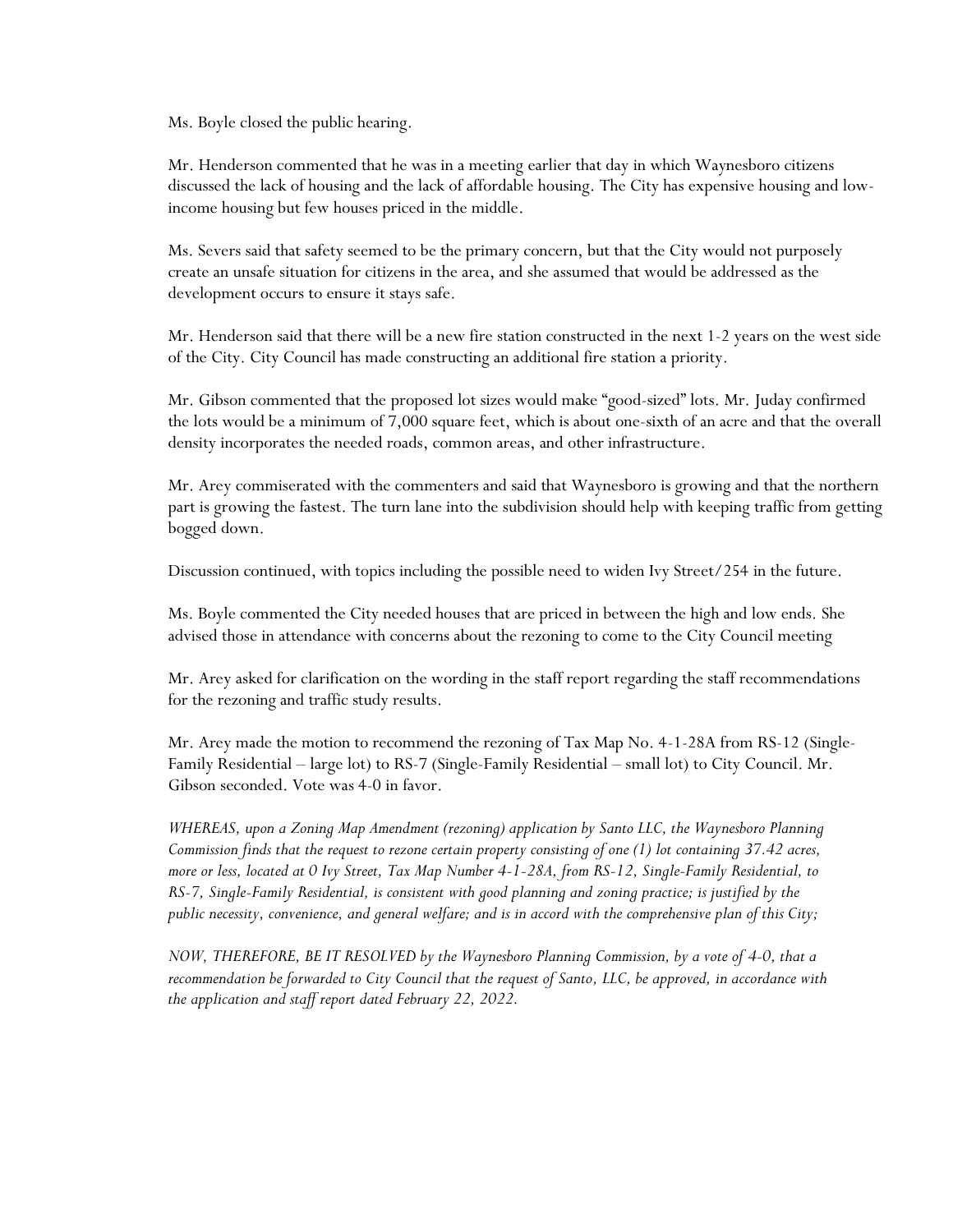Ms. Boyle closed the public hearing.

Mr. Henderson commented that he was in a meeting earlier that day in which Waynesboro citizens discussed the lack of housing and the lack of affordable housing. The City has expensive housing and low-income housing but few houses priced in the middle.

Ms. Severs said that safety seemed to be the primary concern, but that the City would not purposely create an unsafe situation for citizens in the area, and she assumed that would be addressed as the development occurs to ensure it stays safe.

Mr. Henderson said that there will be a new fire station constructed in the next 1-2 years on the west side of the City. City Council has made constructing an additional fire station a priority.

Mr. Gibson commented that the proposed lot sizes would make "good-sized" lots. Mr. Juday confirmed the lots would be a minimum of 7,000 square feet, which is about one-sixth of an acre and that the overall density incorporates the needed roads, common areas, and other infrastructure.

Mr. Arey commiserated with the commenters and said that Waynesboro is growing and that the northern part is growing the fastest. The turn lane into the subdivision should help with keeping traffic from getting bogged down.

Discussion continued, with topics including the possible need to widen Ivy Street/254 in the future.

Ms. Boyle commented the City needed houses that are priced in between the high and low ends. She advised those in attendance with concerns about the rezoning to come to the City Council meeting

Mr. Arey asked for clarification on the wording in the staff report regarding the staff recommendations for the rezoning and traffic study results.

Mr. Arey made the motion to recommend the rezoning of Tax Map No. 4-1-28A from RS-12 (Single-Family Residential – large lot) to RS-7 (Single-Family Residential – small lot) to City Council. Mr. Gibson seconded. Vote was 4-0 in favor.

*WHEREAS, upon a Zoning Map Amendment (rezoning) application by Santo LLC, the Waynesboro Planning Commission finds that the request to rezone certain property consisting of one (1) lot containing 37.42 acres, more or less, located at 0 Ivy Street, Tax Map Number 4-1-28A, from RS-12, Single-Family Residential, to RS-7, Single-Family Residential, is consistent with good planning and zoning practice; is justified by the public necessity, convenience, and general welfare; and is in accord with the comprehensive plan of this City;*

*NOW, THEREFORE, BE IT RESOLVED by the Waynesboro Planning Commission, by a vote of 4-0, that a recommendation be forwarded to City Council that the request of Santo, LLC, be approved, in accordance with the application and staff report dated February 22, 2022.*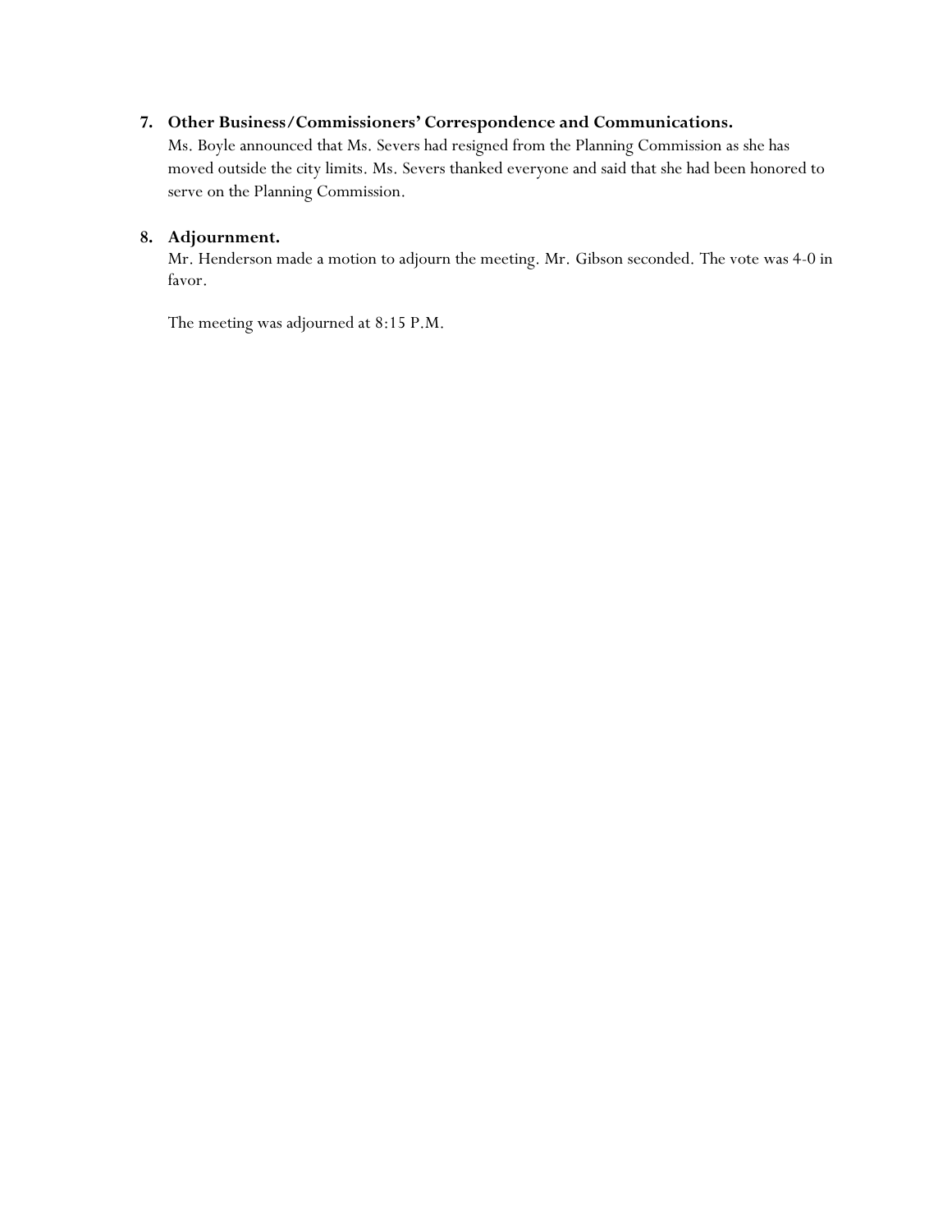**7. Other Business/Commissioners' Correspondence and Communications.**

Ms. Boyle announced that Ms. Severs had resigned from the Planning Commission as she has moved outside the city limits. Ms. Severs thanked everyone and said that she had been honored to serve on the Planning Commission.

**8. Adjournment.**

Mr. Henderson made a motion to adjourn the meeting. Mr. Gibson seconded. The vote was 4-0 in favor.

The meeting was adjourned at 8:15 P.M.